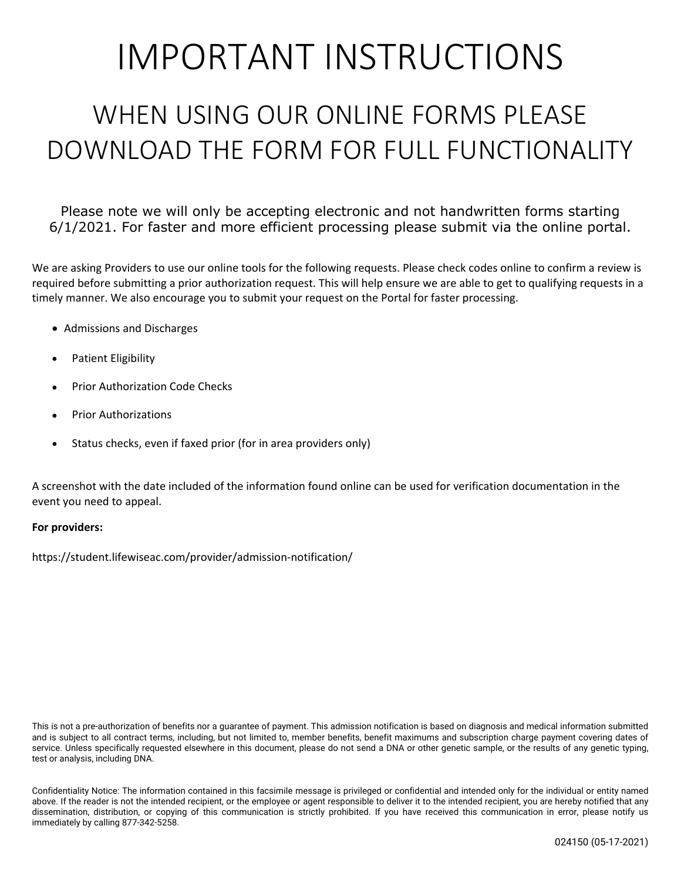# IMPORTANT INSTRUCTIONS

## WHEN USING OUR ONLINE FORMS PLEASE DOWNLOAD THE FORM FOR FULL FUNCTIONALITY

Please note we will only be accepting electronic and not handwritten forms starting 6/1/2021. For faster and more efficient processing please submit via the online portal.

We are asking Providers to use our online tools for the following requests. Please check codes online to confirm a review is required before submitting a prior authorization request. This will help ensure we are able to get to qualifying requests in a timely manner. We also encourage you to submit your request on the Portal for faster processing.

- Admissions and Discharges
- Patient Eligibility
- Prior Authorization Code Checks
- Prior Authorizations
- Status checks, even if faxed prior (for in area providers only)

A screenshot with the date included of the information found online can be used for verification documentation in the event you need to appeal.

**For providers:**

https://student.lifewiseac.com/provider/admission-notification/

This is not a pre-authorization of benefits nor a guarantee of payment. This admission notification is based on diagnosis and medical information submitted and is subject to all contract terms, including, but not limited to, member benefits, benefit maximums and subscription charge payment covering dates of service. Unless specifically requested elsewhere in this document, please do not send a DNA or other genetic sample, or the results of any genetic typing, test or analysis, including DNA.

Confidentiality Notice: The information contained in this facsimile message is privileged or confidential and intended only for the individual or entity named above. If the reader is not the intended recipient, or the employee or agent responsible to deliver it to the intended recipient, you are hereby notified that any dissemination, distribution, or copying of this communication is strictly prohibited. If you have received this communication in error, please notify us immediately by calling 877-342-5258.

024150 (05-17-2021)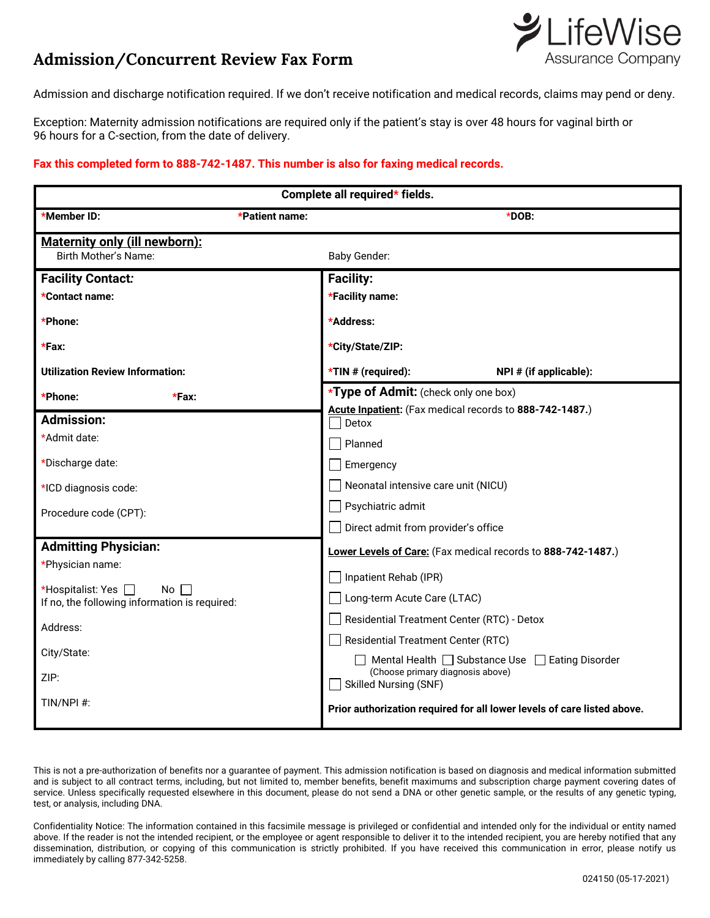# Admission/Concurrent Review Fax Form

LifeWise Assurance Company

Admission and discharge notification required. If we don't receive notification and medical records, claims may pend or deny.

Exception: Maternity admission notifications are required only if the patient's stay is over 48 hours for vaginal birth or 96 hours for a C-section, from the date of delivery.

**Fax this completed form to 888-742-1487. This number is also for faxing medical records.**

**Complete all required* fields.**

**\*Member ID:** **\*Patient name:** **\*DOB:**

**Maternity only (ill newborn):**

Birth Mother's Name: Baby Gender:

| **Facility Contact:** | **Facility:** |
|---|---|
| **\*Contact name:** | **\*Facility name:** |
| **\*Phone:** | **\*Address:** |
| **\*Fax:** | **\*City/State/ZIP:** |
| **Utilization Review Information:** | **\*TIN # (required):** **NPI # (if applicable):** |
| **\*Phone:** **\*Fax:** | |

**Admission:**

\*Admit date:

\*Discharge date:

\*ICD diagnosis code:

Procedure code (CPT):

**Admitting Physician:**

\*Physician name:

\*Hospitalist: Yes ☐ No ☐

If no, the following information is required:

Address:

City/State:

ZIP:

TIN/NPI #:

**\*Type of Admit:** (check only one box)

**Acute Inpatient:** (Fax medical records to **888-742-1487.**)

- ☐ Detox
- ☐ Planned
- ☐ Emergency
- ☐ Neonatal intensive care unit (NICU)
- ☐ Psychiatric admit
- ☐ Direct admit from provider's office

**Lower Levels of Care:** (Fax medical records to **888-742-1487.**)

- ☐ Inpatient Rehab (IPR)
- ☐ Long-term Acute Care (LTAC)
- ☐ Residential Treatment Center (RTC) - Detox
- ☐ Residential Treatment Center (RTC)
  - ☐ Mental Health ☐ Substance Use ☐ Eating Disorder
  - (Choose primary diagnosis above)
- ☐ Skilled Nursing (SNF)

**Prior authorization required for all lower levels of care listed above.**

This is not a pre-authorization of benefits nor a guarantee of payment. This admission notification is based on diagnosis and medical information submitted and is subject to all contract terms, including, but not limited to, member benefits, benefit maximums and subscription charge payment covering dates of service. Unless specifically requested elsewhere in this document, please do not send a DNA or other genetic sample, or the results of any genetic typing, test, or analysis, including DNA.

Confidentiality Notice: The information contained in this facsimile message is privileged or confidential and intended only for the individual or entity named above. If the reader is not the intended recipient, or the employee or agent responsible to deliver it to the intended recipient, you are hereby notified that any dissemination, distribution, or copying of this communication is strictly prohibited. If you have received this communication in error, please notify us immediately by calling 877-342-5258.

024150 (05-17-2021)